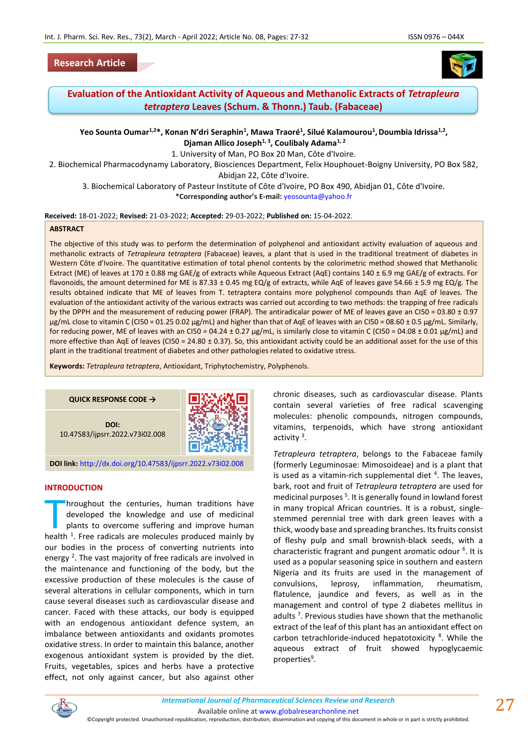Research Article

# Evaluation of the Antioxidant Activity of Aqueous and Methanolic Extracts of *Tetrapleura tetraptera* Leaves (Schum. & Thonn.) Taub. (Fabaceae)

**Yeo Sounta Oumar[1,2]*, Konan N'dri Seraphin[1], Mawa Traoré[1], Silué Kalamourou[1], Doumbia Idrissa[1,2], Djaman Allico Joseph[1,3], Coulibaly Adama[1,2]**

1. University of Man, PO Box 20 Man, Côte d'Ivoire.
2. Biochemical Pharmacodynamy Laboratory, Biosciences Department, Felix Houphouet-Boigny University, PO Box 582, Abidjan 22, Côte d'Ivoire.
3. Biochemical Laboratory of Pasteur Institute of Côte d'Ivoire, PO Box 490, Abidjan 01, Côte d'Ivoire.

***Corresponding author's E-mail:** yeosounta@yahoo.fr

**Received:** 18-01-2022; **Revised:** 21-03-2022; **Accepted:** 29-03-2022; **Published on:** 15-04-2022.

## ABSTRACT

The objective of this study was to perform the determination of polyphenol and antioxidant activity evaluation of aqueous and methanolic extracts of *Tetrapleura tetraptera* (Fabaceae) leaves, a plant that is used in the traditional treatment of diabetes in Western Côte d'Ivoire. The quantitative estimation of total phenol contents by the colorimetric method showed that Methanolic Extract (ME) of leaves at 170 ± 0.88 mg GAE/g of extracts while Aqueous Extract (AqE) contains 140 ± 6.9 mg GAE/g of extracts. For flavonoids, the amount determined for ME is 87.33 ± 0.45 mg EQ/g of extracts, while AqE of leaves gave 54.66 ± 5.9 mg EQ/g. The results obtained indicate that ME of leaves from T. tetraptera contains more polyphenol compounds than AqE of leaves. The evaluation of the antioxidant activity of the various extracts was carried out according to two methods: the trapping of free radicals by the DPPH and the measurement of reducing power (FRAP). The antiradicalar power of ME of leaves gave an CI50 = 03.80 ± 0.97 µg/mL close to vitamin C (CI50 = 01.25 0.02 µg/mL) and higher than that of AqE of leaves with an CI50 = 08.60 ± 0.5 µg/mL. Similarly, for reducing power, ME of leaves with an CI50 = 04.24 ± 0.27 µg/mL, is similarly close to vitamin C (CI50 = 04.08 ± 0.01 µg/mL) and more effective than AqE of leaves (CI50 = 24.80 ± 0.37). So, this antioxidant activity could be an additional asset for the use of this plant in the traditional treatment of diabetes and other pathologies related to oxidative stress.

**Keywords:** *Tetrapleura tetraptera*, Antioxidant, Triphytochemistry, Polyphenols.

**QUICK RESPONSE CODE →**

**DOI:** 10.47583/ijpsrr.2022.v73i02.008

**DOI link:** http://dx.doi.org/10.47583/ijpsrr.2022.v73i02.008

## INTRODUCTION

Throughout the centuries, human traditions have developed the knowledge and use of medicinal plants to overcome suffering and improve human health [1]. Free radicals are molecules produced mainly by our bodies in the process of converting nutrients into energy [2]. The vast majority of free radicals are involved in the maintenance and functioning of the body, but the excessive production of these molecules is the cause of several alterations in cellular components, which in turn cause several diseases such as cardiovascular disease and cancer. Faced with these attacks, our body is equipped with an endogenous antioxidant defence system, an imbalance between antioxidants and oxidants promotes oxidative stress. In order to maintain this balance, another exogenous antioxidant system is provided by the diet. Fruits, vegetables, spices and herbs have a protective effect, not only against cancer, but also against other chronic diseases, such as cardiovascular disease. Plants contain several varieties of free radical scavenging molecules: phenolic compounds, nitrogen compounds, vitamins, terpenoids, which have strong antioxidant activity [3].

*Tetrapleura tetraptera*, belongs to the Fabaceae family (formerly Leguminosae: Mimosoideae) and is a plant that is used as a vitamin-rich supplemental diet [4]. The leaves, bark, root and fruit of *Tetrapleura tetraptera* are used for medicinal purposes [5]. It is generally found in lowland forest in many tropical African countries. It is a robust, single-stemmed perennial tree with dark green leaves with a thick, woody base and spreading branches. Its fruits consist of fleshy pulp and small brownish-black seeds, with a characteristic fragrant and pungent aromatic odour [6]. It is used as a popular seasoning spice in southern and eastern Nigeria and its fruits are used in the management of convulsions, leprosy, inflammation, rheumatism, flatulence, jaundice and fevers, as well as in the management and control of type 2 diabetes mellitus in adults [7]. Previous studies have shown that the methanolic extract of the leaf of this plant has an antioxidant effect on carbon tetrachloride-induced hepatotoxicity [8]. While the aqueous extract of fruit showed hypoglycaemic properties[9].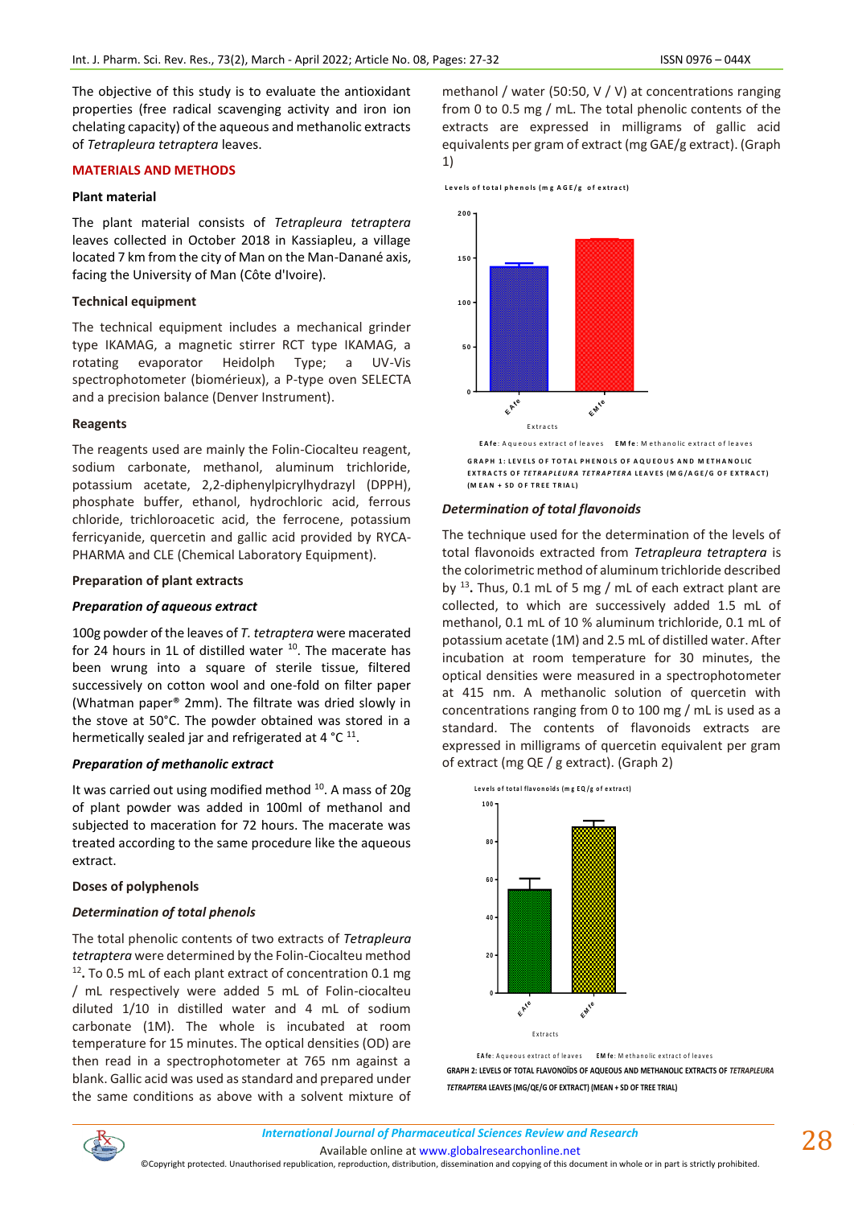The objective of this study is to evaluate the antioxidant properties (free radical scavenging activity and iron ion chelating capacity) of the aqueous and methanolic extracts of *Tetrapleura tetraptera* leaves.

## MATERIALS AND METHODS

### Plant material

The plant material consists of *Tetrapleura tetraptera* leaves collected in October 2018 in Kassiapleu, a village located 7 km from the city of Man on the Man-Danané axis, facing the University of Man (Côte d'Ivoire).

### Technical equipment

The technical equipment includes a mechanical grinder type IKAMAG, a magnetic stirrer RCT type IKAMAG, a rotating evaporator Heidolph Type; a UV-Vis spectrophotometer (biomérieux), a P-type oven SELECTA and a precision balance (Denver Instrument).

### Reagents

The reagents used are mainly the Folin-Ciocalteu reagent, sodium carbonate, methanol, aluminum trichloride, potassium acetate, 2,2-diphenylpicrylhydrazyl (DPPH), phosphate buffer, ethanol, hydrochloric acid, ferrous chloride, trichloroacetic acid, the ferrocene, potassium ferricyanide, quercetin and gallic acid provided by RYCA-PHARMA and CLE (Chemical Laboratory Equipment).

### Preparation of plant extracts

#### *Preparation of aqueous extract*

100g powder of the leaves of *T. tetraptera* were macerated for 24 hours in 1L of distilled water [10]. The macerate has been wrung into a square of sterile tissue, filtered successively on cotton wool and one-fold on filter paper (Whatman paper® 2mm). The filtrate was dried slowly in the stove at 50°C. The powder obtained was stored in a hermetically sealed jar and refrigerated at 4 °C [11].

#### *Preparation of methanolic extract*

It was carried out using modified method [10]. A mass of 20g of plant powder was added in 100ml of methanol and subjected to maceration for 72 hours. The macerate was treated according to the same procedure like the aqueous extract.

### Doses of polyphenols

#### *Determination of total phenols*

The total phenolic contents of two extracts of *Tetrapleura tetraptera* were determined by the Folin-Ciocalteu method [12]. To 0.5 mL of each plant extract of concentration 0.1 mg / mL respectively were added 5 mL of Folin-ciocalteu diluted 1/10 in distilled water and 4 mL of sodium carbonate (1M). The whole is incubated at room temperature for 15 minutes. The optical densities (OD) are then read in a spectrophotometer at 765 nm against a blank. Gallic acid was used as standard and prepared under the same conditions as above with a solvent mixture of methanol / water (50:50, V / V) at concentrations ranging from 0 to 0.5 mg / mL. The total phenolic contents of the extracts are expressed in milligrams of gallic acid equivalents per gram of extract (mg GAE/g extract). (Graph 1)

EAfe: Aqueous extract of leaves EMfe: Methanolic extract of leaves

GRAPH 1: LEVELS OF TOTAL PHENOLS OF AQUEOUS AND METHANOLIC EXTRACTS OF *TETRAPLEURA TETRAPTERA* LEAVES (MG/AGE/G OF EXTRACT) (MEAN + SD OF TREE TRIAL)

#### *Determination of total flavonoids*

The technique used for the determination of the levels of total flavonoids extracted from *Tetrapleura tetraptera* is the colorimetric method of aluminum trichloride described by [13]. Thus, 0.1 mL of 5 mg / mL of each extract plant are collected, to which are successively added 1.5 mL of methanol, 0.1 mL of 10 % aluminum trichloride, 0.1 mL of potassium acetate (1M) and 2.5 mL of distilled water. After incubation at room temperature for 30 minutes, the optical densities were measured in a spectrophotometer at 415 nm. A methanolic solution of quercetin with concentrations ranging from 0 to 100 mg / mL is used as a standard. The contents of flavonoids extracts are expressed in milligrams of quercetin equivalent per gram of extract (mg QE / g extract). (Graph 2)

EAfe: Aqueous extract of leaves EMfe: Methanolic extract of leaves

GRAPH 2: LEVELS OF TOTAL FLAVONOÏDS OF AQUEOUS AND METHANOLIC EXTRACTS OF *TETRAPLEURA TETRAPTERA* LEAVES (MG/QE/G OF EXTRACT) (MEAN + SD OF TREE TRIAL)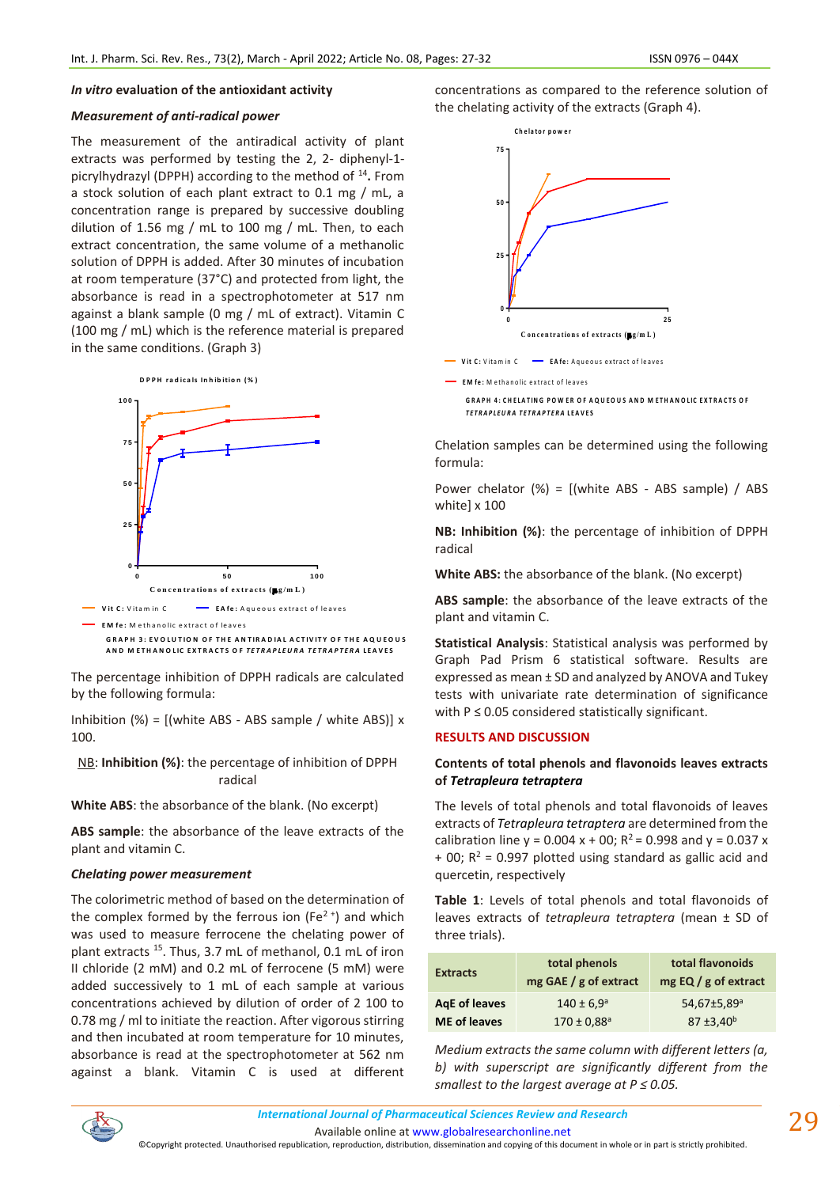***In vitro* evaluation of the antioxidant activity**

***Measurement of anti-radical power***

The measurement of the antiradical activity of plant extracts was performed by testing the 2, 2- diphenyl-1-picrylhydrazyl (DPPH) according to the method of [14]. From a stock solution of each plant extract to 0.1 mg / mL, a concentration range is prepared by successive doubling dilution of 1.56 mg / mL to 100 mg / mL. Then, to each extract concentration, the same volume of a methanolic solution of DPPH is added. After 30 minutes of incubation at room temperature (37°C) and protected from light, the absorbance is read in a spectrophotometer at 517 nm against a blank sample (0 mg / mL of extract). Vitamin C (100 mg / mL) which is the reference material is prepared in the same conditions. (Graph 3)

GRAPH 3: EVOLUTION OF THE ANTIRADIAL ACTIVITY OF THE AQUEOUS AND METHANOLIC EXTRACTS OF *TETRAPLEURA TETRAPTERA* LEAVES

The percentage inhibition of DPPH radicals are calculated by the following formula:

Inhibition (%) = [(white ABS - ABS sample / white ABS)] x 100.

NB: **Inhibition (%)**: the percentage of inhibition of DPPH radical

**White ABS**: the absorbance of the blank. (No excerpt)

**ABS sample**: the absorbance of the leave extracts of the plant and vitamin C.

***Chelating power measurement***

The colorimetric method of based on the determination of the complex formed by the ferrous ion ($Fe^{2+}$) and which was used to measure ferrocene the chelating power of plant extracts [15]. Thus, 3.7 mL of methanol, 0.1 mL of iron II chloride (2 mM) and 0.2 mL of ferrocene (5 mM) were added successively to 1 mL of each sample at various concentrations achieved by dilution of order of 2 100 to 0.78 mg / ml to initiate the reaction. After vigorous stirring and then incubated at room temperature for 10 minutes, absorbance is read at the spectrophotometer at 562 nm against a blank. Vitamin C is used at different concentrations as compared to the reference solution of the chelating activity of the extracts (Graph 4).

GRAPH 4: CHELATING POWER OF AQUEOUS AND METHANOLIC EXTRACTS OF *TETRAPLEURA TETRAPTERA* LEAVES

Chelation samples can be determined using the following formula:

Power chelator (%) = [(white ABS - ABS sample) / ABS white] x 100

**NB: Inhibition (%)**: the percentage of inhibition of DPPH radical

**White ABS:** the absorbance of the blank. (No excerpt)

**ABS sample**: the absorbance of the leave extracts of the plant and vitamin C.

**Statistical Analysis**: Statistical analysis was performed by Graph Pad Prism 6 statistical software. Results are expressed as mean ± SD and analyzed by ANOVA and Tukey tests with univariate rate determination of significance with $P \leq 0.05$ considered statistically significant.

## RESULTS AND DISCUSSION

**Contents of total phenols and flavonoids leaves extracts of *Tetrapleura tetraptera***

The levels of total phenols and total flavonoids of leaves extracts of *Tetrapleura tetraptera* are determined from the calibration line $y = 0.004x + 00$; $R^2 = 0.998$ and $y = 0.037x + 00$; $R^2 = 0.997$ plotted using standard as gallic acid and quercetin, respectively

**Table 1**: Levels of total phenols and total flavonoids of leaves extracts of *tetrapleura tetraptera* (mean ± SD of three trials).

| Extracts | total phenols mg GAE / g of extract | total flavonoids mg EQ / g of extract |
|---|---|---|
| AqE of leaves | 140 ± 6,9[a] | 54,67±5,89[a] |
| ME of leaves | 170 ± 0,88[a] | 87 ±3,40[b] |

*Medium extracts the same column with different letters (a, b) with superscript are significantly different from the smallest to the largest average at P ≤ 0.05.*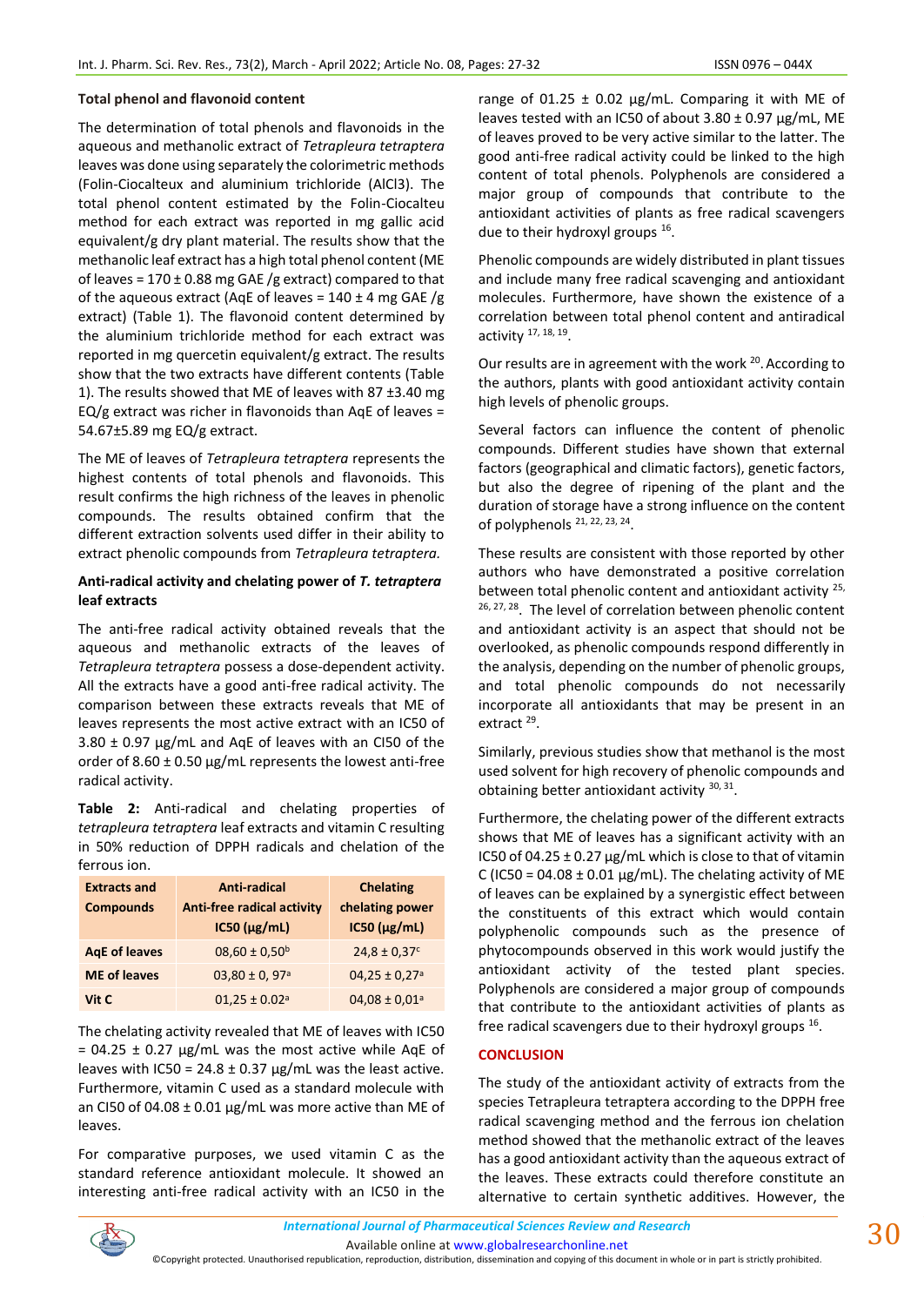### Total phenol and flavonoid content

The determination of total phenols and flavonoids in the aqueous and methanolic extract of *Tetrapleura tetraptera* leaves was done using separately the colorimetric methods (Folin-Ciocalteux and aluminium trichloride ($AlCl_3$)). The total phenol content estimated by the Folin-Ciocalteu method for each extract was reported in mg gallic acid equivalent/g dry plant material. The results show that the methanolic leaf extract has a high total phenol content (ME of leaves = 170 ± 0.88 mg GAE /g extract) compared to that of the aqueous extract (AqE of leaves = 140 ± 4 mg GAE /g extract) (Table 1). The flavonoid content determined by the aluminium trichloride method for each extract was reported in mg quercetin equivalent/g extract. The results show that the two extracts have different contents (Table 1). The results showed that ME of leaves with 87 ±3.40 mg EQ/g extract was richer in flavonoids than AqE of leaves = 54.67±5.89 mg EQ/g extract.

The ME of leaves of *Tetrapleura tetraptera* represents the highest contents of total phenols and flavonoids. This result confirms the high richness of the leaves in phenolic compounds. The results obtained confirm that the different extraction solvents used differ in their ability to extract phenolic compounds from *Tetrapleura tetraptera.*

### Anti-radical activity and chelating power of *T. tetraptera* leaf extracts

The anti-free radical activity obtained reveals that the aqueous and methanolic extracts of the leaves of *Tetrapleura tetraptera* possess a dose-dependent activity. All the extracts have a good anti-free radical activity. The comparison between these extracts reveals that ME of leaves represents the most active extract with an IC50 of 3.80 ± 0.97 µg/mL and AqE of leaves with an CI50 of the order of 8.60 ± 0.50 µg/mL represents the lowest anti-free radical activity.

**Table 2:** Anti-radical and chelating properties of *tetrapleura tetraptera* leaf extracts and vitamin C resulting in 50% reduction of DPPH radicals and chelation of the ferrous ion.

| Extracts and Compounds | Anti-radical Anti-free radical activity IC50 (µg/mL) | Chelating chelating power IC50 (µg/mL) |
|---|---|---|
| AqE of leaves | 08,60 ± 0,50[b] | 24,8 ± 0,37[c] |
| ME of leaves | 03,80 ± 0, 97[a] | 04,25 ± 0,27[a] |
| Vit C | 01,25 ± 0.02[a] | 04,08 ± 0,01[a] |

The chelating activity revealed that ME of leaves with IC50 = 04.25 ± 0.27 µg/mL was the most active while AqE of leaves with IC50 = 24.8 ± 0.37 µg/mL was the least active. Furthermore, vitamin C used as a standard molecule with an CI50 of 04.08 ± 0.01 µg/mL was more active than ME of leaves.

For comparative purposes, we used vitamin C as the standard reference antioxidant molecule. It showed an interesting anti-free radical activity with an IC50 in the range of 01.25 ± 0.02 µg/mL. Comparing it with ME of leaves tested with an IC50 of about 3.80 ± 0.97 µg/mL, ME of leaves proved to be very active similar to the latter. The good anti-free radical activity could be linked to the high content of total phenols. Polyphenols are considered a major group of compounds that contribute to the antioxidant activities of plants as free radical scavengers due to their hydroxyl groups [16].

Phenolic compounds are widely distributed in plant tissues and include many free radical scavenging and antioxidant molecules. Furthermore, have shown the existence of a correlation between total phenol content and antiradical activity [17, 18, 19].

Our results are in agreement with the work [20]. According to the authors, plants with good antioxidant activity contain high levels of phenolic groups.

Several factors can influence the content of phenolic compounds. Different studies have shown that external factors (geographical and climatic factors), genetic factors, but also the degree of ripening of the plant and the duration of storage have a strong influence on the content of polyphenols [21, 22, 23, 24].

These results are consistent with those reported by other authors who have demonstrated a positive correlation between total phenolic content and antioxidant activity [25, 26, 27, 28]. The level of correlation between phenolic content and antioxidant activity is an aspect that should not be overlooked, as phenolic compounds respond differently in the analysis, depending on the number of phenolic groups, and total phenolic compounds do not necessarily incorporate all antioxidants that may be present in an extract [29].

Similarly, previous studies show that methanol is the most used solvent for high recovery of phenolic compounds and obtaining better antioxidant activity [30, 31].

Furthermore, the chelating power of the different extracts shows that ME of leaves has a significant activity with an IC50 of 04.25 ± 0.27 µg/mL which is close to that of vitamin C (IC50 = 04.08 ± 0.01 µg/mL). The chelating activity of ME of leaves can be explained by a synergistic effect between the constituents of this extract which would contain polyphenolic compounds such as the presence of phytocompounds observed in this work would justify the antioxidant activity of the tested plant species. Polyphenols are considered a major group of compounds that contribute to the antioxidant activities of plants as free radical scavengers due to their hydroxyl groups [16].

## CONCLUSION

The study of the antioxidant activity of extracts from the species Tetrapleura tetraptera according to the DPPH free radical scavenging method and the ferrous ion chelation method showed that the methanolic extract of the leaves has a good antioxidant activity than the aqueous extract of the leaves. These extracts could therefore constitute an alternative to certain synthetic additives. However, the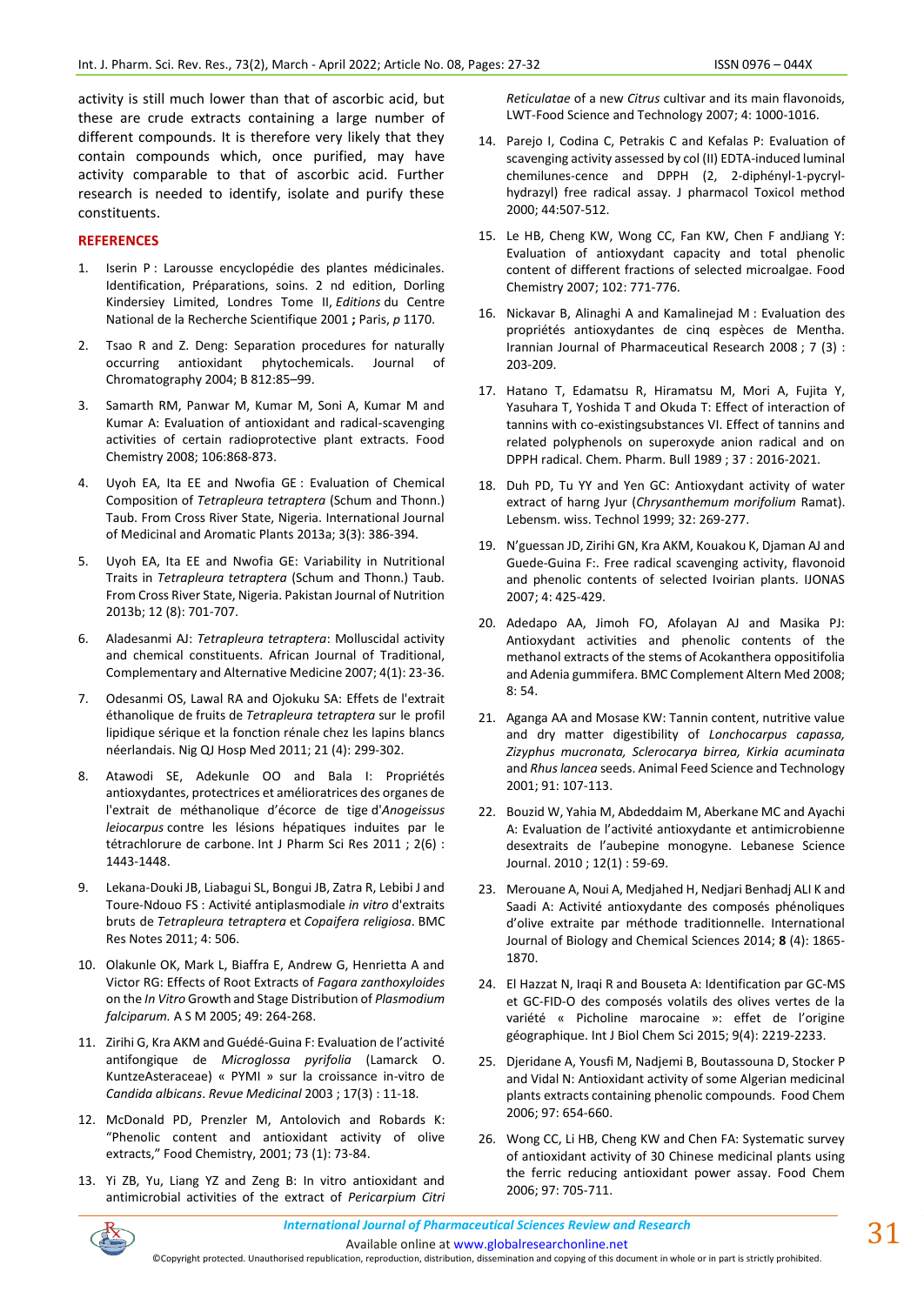activity is still much lower than that of ascorbic acid, but these are crude extracts containing a large number of different compounds. It is therefore very likely that they contain compounds which, once purified, may have activity comparable to that of ascorbic acid. Further research is needed to identify, isolate and purify these constituents.

## REFERENCES

1. Iserin P : Larousse encyclopédie des plantes médicinales. Identification, Préparations, soins. 2 nd edition, Dorling Kindersiey Limited, Londres Tome II, *Editions* du Centre National de la Recherche Scientifique 2001 **;** Paris, *p* 1170.
2. Tsao R and Z. Deng: Separation procedures for naturally occurring antioxidant phytochemicals. Journal of Chromatography 2004; B 812:85–99.
3. Samarth RM, Panwar M, Kumar M, Soni A, Kumar M and Kumar A: Evaluation of antioxidant and radical-scavenging activities of certain radioprotective plant extracts. Food Chemistry 2008; 106:868-873.
4. Uyoh EA, Ita EE and Nwofia GE : Evaluation of Chemical Composition of *Tetrapleura tetraptera* (Schum and Thonn.) Taub. From Cross River State, Nigeria. International Journal of Medicinal and Aromatic Plants 2013a; 3(3): 386-394.
5. Uyoh EA, Ita EE and Nwofia GE: Variability in Nutritional Traits in *Tetrapleura tetraptera* (Schum and Thonn.) Taub. From Cross River State, Nigeria. Pakistan Journal of Nutrition 2013b; 12 (8): 701-707.
6. Aladesanmi AJ: *Tetrapleura tetraptera*: Molluscidal activity and chemical constituents. African Journal of Traditional, Complementary and Alternative Medicine 2007; 4(1): 23-36.
7. Odesanmi OS, Lawal RA and Ojokuku SA: Effets de l'extrait éthanolique de fruits de *Tetrapleura tetraptera* sur le profil lipidique sérique et la fonction rénale chez les lapins blancs néerlandais. Nig QJ Hosp Med 2011; 21 (4): 299-302.
8. Atawodi SE, Adekunle OO and Bala I: Propriétés antioxydantes, protectrices et amélioratrices des organes de l'extrait de méthanolique d'écorce de tige d'*Anogeissus leiocarpus* contre les lésions hépatiques induites par le tétrachlorure de carbone. Int J Pharm Sci Res 2011 ; 2(6) : 1443-1448.
9. Lekana-Douki JB, Liabagui SL, Bongui JB, Zatra R, Lebibi J and Toure-Ndouo FS : Activité antiplasmodiale *in vitro* d'extraits bruts de *Tetrapleura tetraptera* et *Copaifera religiosa*. BMC Res Notes 2011; 4: 506.
10. Olakunle OK, Mark L, Biaffra E, Andrew G, Henrietta A and Victor RG: Effects of Root Extracts of *Fagara zanthoxyloides* on the *In Vitro* Growth and Stage Distribution of *Plasmodium falciparum.* A S M 2005; 49: 264-268.
11. Zirihi G, Kra AKM and Guédé-Guina F: Evaluation de l'activité antifongique de *Microglossa pyrifolia* (Lamarck O. KuntzeAsteraceae) « PYMI » sur la croissance in-vitro de *Candida albicans*. *Revue Medicinal* 2003 : 17(3) : 11-18.
12. McDonald PD, Prenzler M, Antolovich and Robards K: "Phenolic content and antioxidant activity of olive extracts," Food Chemistry, 2001; 73 (1): 73-84.
13. Yi ZB, Yu, Liang YZ and Zeng B: In vitro antioxidant and antimicrobial activities of the extract of *Pericarpium Citri Reticulatae* of a new *Citrus* cultivar and its main flavonoids, LWT-Food Science and Technology 2007; 4: 1000-1016.
14. Parejo I, Codina C, Petrakis C and Kefalas P: Evaluation of scavenging activity assessed by col (II) EDTA-induced luminal chemilunes-cence and DPPH (2, 2-diphényl-1-pycryl-hydrazyl) free radical assay. J pharmacol Toxicol method 2000; 44:507-512.
15. Le HB, Cheng KW, Wong CC, Fan KW, Chen F andJiang Y: Evaluation of antioxydant capacity and total phenolic content of different fractions of selected microalgae. Food Chemistry 2007; 102: 771-776.
16. Nickavar B, Alinaghi A and Kamalinejad M : Evaluation des propriétés antioxydantes de cinq espèces de Mentha. Irannian Journal of Pharmaceutical Research 2008 ; 7 (3) : 203-209.
17. Hatano T, Edamatsu R, Hiramatsu M, Mori A, Fujita Y, Yasuhara T, Yoshida T and Okuda T: Effect of interaction of tannins with co-existingsubstances VI. Effect of tannins and related polyphenols on superoxyde anion radical and on DPPH radical. Chem. Pharm. Bull 1989 ; 37 : 2016-2021.
18. Duh PD, Tu YY and Yen GC: Antioxydant activity of water extract of harng Jyur (*Chrysanthemum morifolium* Ramat). Lebensm. wiss. Technol 1999; 32: 269-277.
19. N'guessan JD, Zirihi GN, Kra AKM, Kouakou K, Djaman AJ and Guede-Guina F:. Free radical scavenging activity, flavonoid and phenolic contents of selected Ivoirian plants. IJONAS 2007; 4: 425-429.
20. Adedapo AA, Jimoh FO, Afolayan AJ and Masika PJ: Antioxydant activities and phenolic contents of the methanol extracts of the stems of Acokanthera oppositifolia and Adenia gummifera. BMC Complement Altern Med 2008; 8: 54.
21. Aganga AA and Mosase KW: Tannin content, nutritive value and dry matter digestibility of *Lonchocarpus capassa, Zizyphus mucronata, Sclerocarya birrea, Kirkia acuminata* and *Rhus lancea* seeds. Animal Feed Science and Technology 2001; 91: 107-113.
22. Bouzid W, Yahia M, Abdeddaim M, Aberkane MC and Ayachi A: Evaluation de l'activité antioxydante et antimicrobienne desextraits de l'aubepine monogyne. Lebanese Science Journal. 2010 ; 12(1) : 59-69.
23. Merouane A, Noui A, Medjahed H, Nedjari Benhadj ALI K and Saadi A: Activité antioxydante des composés phénoliques d'olive extraite par méthode traditionnelle. International Journal of Biology and Chemical Sciences 2014; **8** (4): 1865-1870.
24. El Hazzat N, Iraqi R and Bouseta A: Identification par GC-MS et GC-FID-O des composés volatils des olives vertes de la variété « Picholine marocaine »: effet de l'origine géographique. Int J Biol Chem Sci 2015; 9(4): 2219-2233.
25. Djeridane A, Yousfi M, Nadjemi B, Boutassouna D, Stocker P and Vidal N: Antioxidant activity of some Algerian medicinal plants extracts containing phenolic compounds. Food Chem 2006; 97: 654-660.
26. Wong CC, Li HB, Cheng KW and Chen FA: Systematic survey of antioxidant activity of 30 Chinese medicinal plants using the ferric reducing antioxidant power assay. Food Chem 2006; 97: 705-711.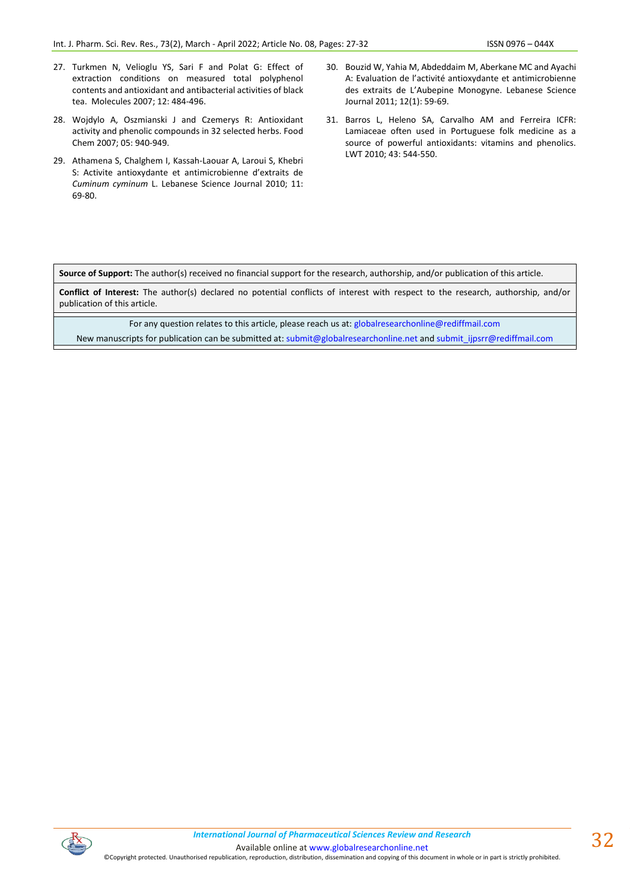27. Turkmen N, Velioglu YS, Sari F and Polat G: Effect of extraction conditions on measured total polyphenol contents and antioxidant and antibacterial activities of black tea. Molecules 2007; 12: 484-496.

28. Wojdylo A, Oszmianski J and Czemerys R: Antioxidant activity and phenolic compounds in 32 selected herbs. Food Chem 2007; 05: 940-949.

29. Athamena S, Chalghem I, Kassah-Laouar A, Laroui S, Khebri S: Activite antioxydante et antimicrobienne d'extraits de *Cuminum cyminum* L. Lebanese Science Journal 2010; 11: 69-80.

30. Bouzid W, Yahia M, Abdeddaim M, Aberkane MC and Ayachi A: Evaluation de l'activité antioxydante et antimicrobienne des extraits de L'Aubepine Monogyne. Lebanese Science Journal 2011; 12(1): 59-69.

31. Barros L, Heleno SA, Carvalho AM and Ferreira ICFR: Lamiaceae often used in Portuguese folk medicine as a source of powerful antioxidants: vitamins and phenolics. LWT 2010; 43: 544-550.

**Source of Support:** The author(s) received no financial support for the research, authorship, and/or publication of this article.

**Conflict of Interest:** The author(s) declared no potential conflicts of interest with respect to the research, authorship, and/or publication of this article.

For any question relates to this article, please reach us at: globalresearchonline@rediffmail.com

New manuscripts for publication can be submitted at: submit@globalresearchonline.net and submit_ijpsrr@rediffmail.com